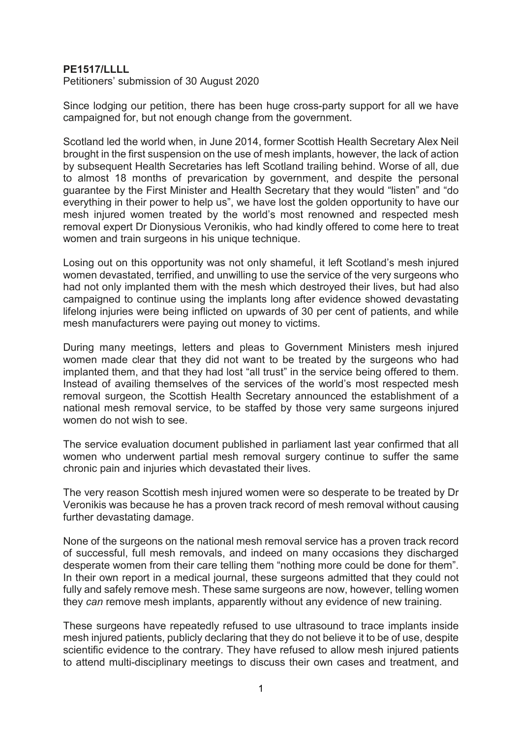**PE1517/LLLL**
Petitioners' submission of 30 August 2020

Since lodging our petition, there has been huge cross-party support for all we have campaigned for, but not enough change from the government.

Scotland led the world when, in June 2014, former Scottish Health Secretary Alex Neil brought in the first suspension on the use of mesh implants, however, the lack of action by subsequent Health Secretaries has left Scotland trailing behind. Worse of all, due to almost 18 months of prevarication by government, and despite the personal guarantee by the First Minister and Health Secretary that they would "listen" and "do everything in their power to help us", we have lost the golden opportunity to have our mesh injured women treated by the world's most renowned and respected mesh removal expert Dr Dionysious Veronikis, who had kindly offered to come here to treat women and train surgeons in his unique technique.

Losing out on this opportunity was not only shameful, it left Scotland's mesh injured women devastated, terrified, and unwilling to use the service of the very surgeons who had not only implanted them with the mesh which destroyed their lives, but had also campaigned to continue using the implants long after evidence showed devastating lifelong injuries were being inflicted on upwards of 30 per cent of patients, and while mesh manufacturers were paying out money to victims.

During many meetings, letters and pleas to Government Ministers mesh injured women made clear that they did not want to be treated by the surgeons who had implanted them, and that they had lost "all trust" in the service being offered to them. Instead of availing themselves of the services of the world's most respected mesh removal surgeon, the Scottish Health Secretary announced the establishment of a national mesh removal service, to be staffed by those very same surgeons injured women do not wish to see.

The service evaluation document published in parliament last year confirmed that all women who underwent partial mesh removal surgery continue to suffer the same chronic pain and injuries which devastated their lives.

The very reason Scottish mesh injured women were so desperate to be treated by Dr Veronikis was because he has a proven track record of mesh removal without causing further devastating damage.

None of the surgeons on the national mesh removal service has a proven track record of successful, full mesh removals, and indeed on many occasions they discharged desperate women from their care telling them "nothing more could be done for them". In their own report in a medical journal, these surgeons admitted that they could not fully and safely remove mesh. These same surgeons are now, however, telling women they *can* remove mesh implants, apparently without any evidence of new training.

These surgeons have repeatedly refused to use ultrasound to trace implants inside mesh injured patients, publicly declaring that they do not believe it to be of use, despite scientific evidence to the contrary. They have refused to allow mesh injured patients to attend multi-disciplinary meetings to discuss their own cases and treatment, and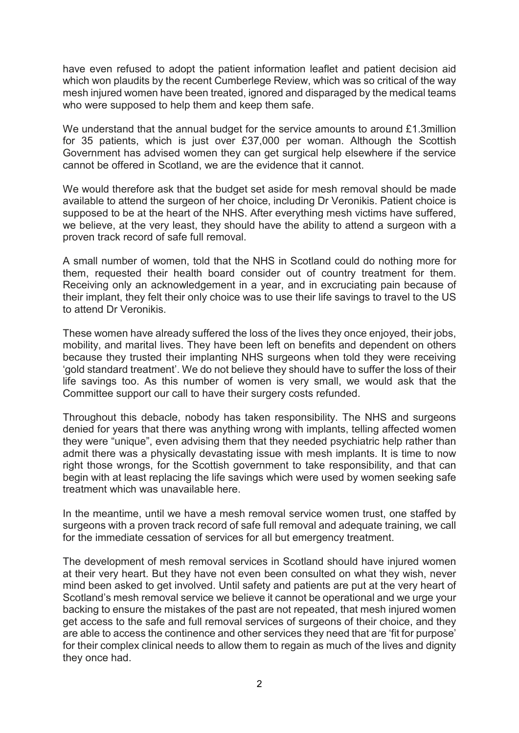have even refused to adopt the patient information leaflet and patient decision aid which won plaudits by the recent Cumberlege Review, which was so critical of the way mesh injured women have been treated, ignored and disparaged by the medical teams who were supposed to help them and keep them safe.

We understand that the annual budget for the service amounts to around £1.3million for 35 patients, which is just over £37,000 per woman. Although the Scottish Government has advised women they can get surgical help elsewhere if the service cannot be offered in Scotland, we are the evidence that it cannot.

We would therefore ask that the budget set aside for mesh removal should be made available to attend the surgeon of her choice, including Dr Veronikis. Patient choice is supposed to be at the heart of the NHS. After everything mesh victims have suffered, we believe, at the very least, they should have the ability to attend a surgeon with a proven track record of safe full removal.

A small number of women, told that the NHS in Scotland could do nothing more for them, requested their health board consider out of country treatment for them. Receiving only an acknowledgement in a year, and in excruciating pain because of their implant, they felt their only choice was to use their life savings to travel to the US to attend Dr Veronikis.

These women have already suffered the loss of the lives they once enjoyed, their jobs, mobility, and marital lives. They have been left on benefits and dependent on others because they trusted their implanting NHS surgeons when told they were receiving 'gold standard treatment'. We do not believe they should have to suffer the loss of their life savings too. As this number of women is very small, we would ask that the Committee support our call to have their surgery costs refunded.

Throughout this debacle, nobody has taken responsibility. The NHS and surgeons denied for years that there was anything wrong with implants, telling affected women they were "unique", even advising them that they needed psychiatric help rather than admit there was a physically devastating issue with mesh implants. It is time to now right those wrongs, for the Scottish government to take responsibility, and that can begin with at least replacing the life savings which were used by women seeking safe treatment which was unavailable here.

In the meantime, until we have a mesh removal service women trust, one staffed by surgeons with a proven track record of safe full removal and adequate training, we call for the immediate cessation of services for all but emergency treatment.

The development of mesh removal services in Scotland should have injured women at their very heart. But they have not even been consulted on what they wish, never mind been asked to get involved. Until safety and patients are put at the very heart of Scotland's mesh removal service we believe it cannot be operational and we urge your backing to ensure the mistakes of the past are not repeated, that mesh injured women get access to the safe and full removal services of surgeons of their choice, and they are able to access the continence and other services they need that are 'fit for purpose' for their complex clinical needs to allow them to regain as much of the lives and dignity they once had.